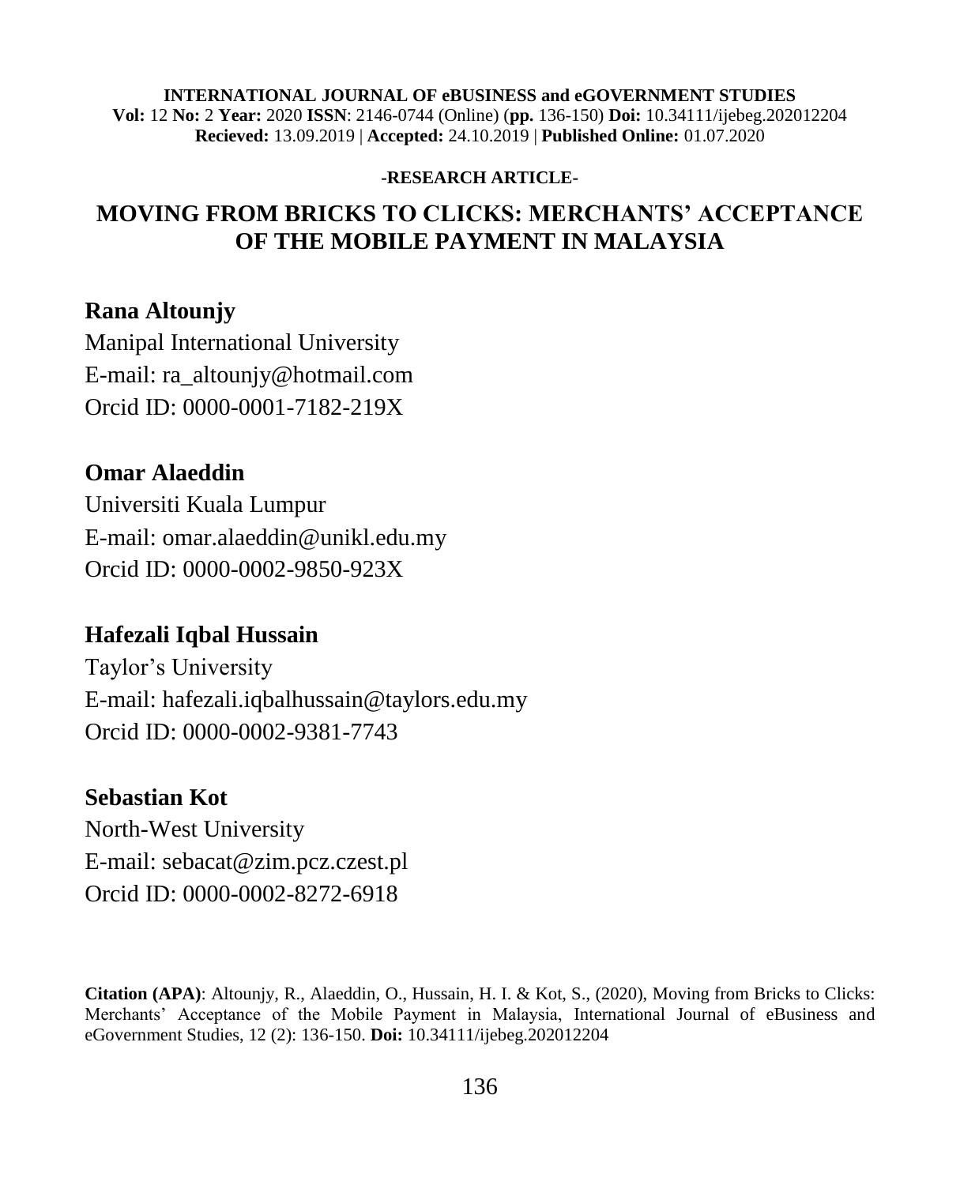**INTERNATIONAL JOURNAL OF eBUSINESS and eGOVERNMENT STUDIES**
**Vol:** 12 **No:** 2 **Year:** 2020 **ISSN**: 2146-0744 (Online) (**pp.** 136-150) **Doi:** 10.34111/ijebeg.202012204
**Recieved:** 13.09.2019 | **Accepted:** 24.10.2019 | **Published Online:** 01.07.2020

**-RESEARCH ARTICLE-**

# MOVING FROM BRICKS TO CLICKS: MERCHANTS' ACCEPTANCE OF THE MOBILE PAYMENT IN MALAYSIA

**Rana Altounjy**
Manipal International University
E-mail: ra_altounjy@hotmail.com
Orcid ID: 0000-0001-7182-219X

**Omar Alaeddin**
Universiti Kuala Lumpur
E-mail: omar.alaeddin@unikl.edu.my
Orcid ID: 0000-0002-9850-923X

**Hafezali Iqbal Hussain**
Taylor's University
E-mail: hafezali.iqbalhussain@taylors.edu.my
Orcid ID: 0000-0002-9381-7743

**Sebastian Kot**
North-West University
E-mail: sebacat@zim.pcz.czest.pl
Orcid ID: 0000-0002-8272-6918

**Citation (APA)**: Altounjy, R., Alaeddin, O., Hussain, H. I. & Kot, S., (2020), Moving from Bricks to Clicks: Merchants' Acceptance of the Mobile Payment in Malaysia, International Journal of eBusiness and eGovernment Studies, 12 (2): 136-150. **Doi:** 10.34111/ijebeg.202012204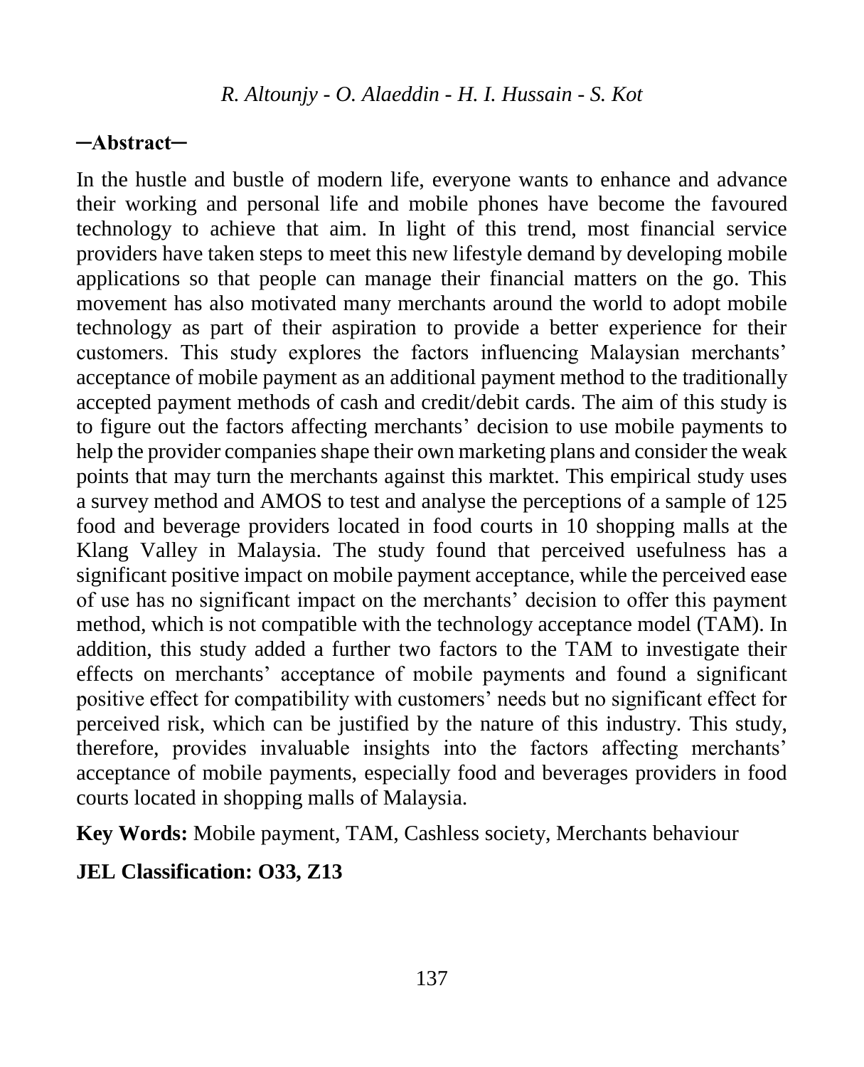R. Altounjy - O. Alaeddin - H. I. Hussain - S. Kot

## ─Abstract─

In the hustle and bustle of modern life, everyone wants to enhance and advance their working and personal life and mobile phones have become the favoured technology to achieve that aim. In light of this trend, most financial service providers have taken steps to meet this new lifestyle demand by developing mobile applications so that people can manage their financial matters on the go. This movement has also motivated many merchants around the world to adopt mobile technology as part of their aspiration to provide a better experience for their customers. This study explores the factors influencing Malaysian merchants' acceptance of mobile payment as an additional payment method to the traditionally accepted payment methods of cash and credit/debit cards. The aim of this study is to figure out the factors affecting merchants' decision to use mobile payments to help the provider companies shape their own marketing plans and consider the weak points that may turn the merchants against this marktet. This empirical study uses a survey method and AMOS to test and analyse the perceptions of a sample of 125 food and beverage providers located in food courts in 10 shopping malls at the Klang Valley in Malaysia. The study found that perceived usefulness has a significant positive impact on mobile payment acceptance, while the perceived ease of use has no significant impact on the merchants' decision to offer this payment method, which is not compatible with the technology acceptance model (TAM). In addition, this study added a further two factors to the TAM to investigate their effects on merchants' acceptance of mobile payments and found a significant positive effect for compatibility with customers' needs but no significant effect for perceived risk, which can be justified by the nature of this industry. This study, therefore, provides invaluable insights into the factors affecting merchants' acceptance of mobile payments, especially food and beverages providers in food courts located in shopping malls of Malaysia.

**Key Words:** Mobile payment, TAM, Cashless society, Merchants behaviour

**JEL Classification: O33, Z13**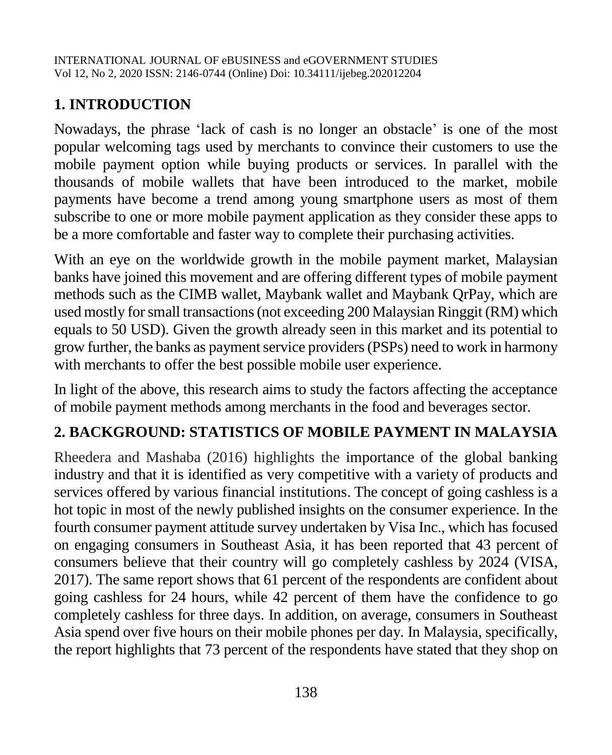## 1. INTRODUCTION

Nowadays, the phrase 'lack of cash is no longer an obstacle' is one of the most popular welcoming tags used by merchants to convince their customers to use the mobile payment option while buying products or services. In parallel with the thousands of mobile wallets that have been introduced to the market, mobile payments have become a trend among young smartphone users as most of them subscribe to one or more mobile payment application as they consider these apps to be a more comfortable and faster way to complete their purchasing activities.

With an eye on the worldwide growth in the mobile payment market, Malaysian banks have joined this movement and are offering different types of mobile payment methods such as the CIMB wallet, Maybank wallet and Maybank QrPay, which are used mostly for small transactions (not exceeding 200 Malaysian Ringgit (RM) which equals to 50 USD). Given the growth already seen in this market and its potential to grow further, the banks as payment service providers (PSPs) need to work in harmony with merchants to offer the best possible mobile user experience.

In light of the above, this research aims to study the factors affecting the acceptance of mobile payment methods among merchants in the food and beverages sector.

## 2. BACKGROUND: STATISTICS OF MOBILE PAYMENT IN MALAYSIA

Rheedera and Mashaba (2016) highlights the importance of the global banking industry and that it is identified as very competitive with a variety of products and services offered by various financial institutions. The concept of going cashless is a hot topic in most of the newly published insights on the consumer experience. In the fourth consumer payment attitude survey undertaken by Visa Inc., which has focused on engaging consumers in Southeast Asia, it has been reported that 43 percent of consumers believe that their country will go completely cashless by 2024 (VISA, 2017). The same report shows that 61 percent of the respondents are confident about going cashless for 24 hours, while 42 percent of them have the confidence to go completely cashless for three days. In addition, on average, consumers in Southeast Asia spend over five hours on their mobile phones per day. In Malaysia, specifically, the report highlights that 73 percent of the respondents have stated that they shop on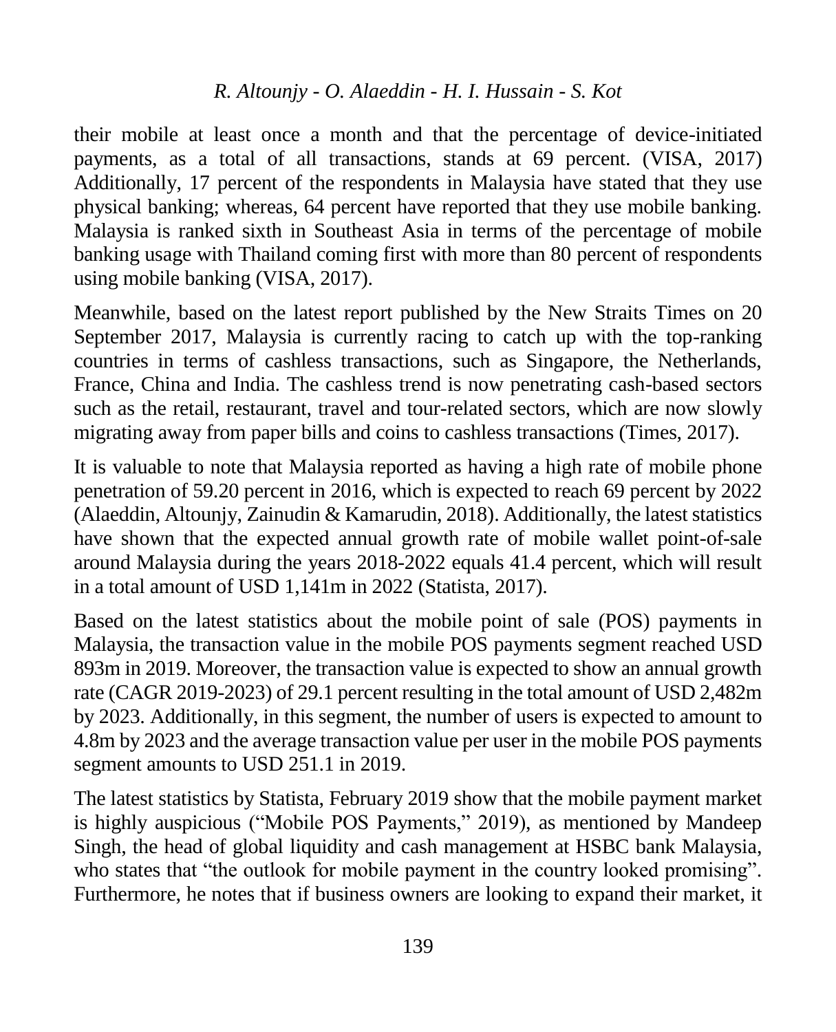their mobile at least once a month and that the percentage of device-initiated payments, as a total of all transactions, stands at 69 percent. (VISA, 2017) Additionally, 17 percent of the respondents in Malaysia have stated that they use physical banking; whereas, 64 percent have reported that they use mobile banking. Malaysia is ranked sixth in Southeast Asia in terms of the percentage of mobile banking usage with Thailand coming first with more than 80 percent of respondents using mobile banking (VISA, 2017).

Meanwhile, based on the latest report published by the New Straits Times on 20 September 2017, Malaysia is currently racing to catch up with the top-ranking countries in terms of cashless transactions, such as Singapore, the Netherlands, France, China and India. The cashless trend is now penetrating cash-based sectors such as the retail, restaurant, travel and tour-related sectors, which are now slowly migrating away from paper bills and coins to cashless transactions (Times, 2017).

It is valuable to note that Malaysia reported as having a high rate of mobile phone penetration of 59.20 percent in 2016, which is expected to reach 69 percent by 2022 (Alaeddin, Altounjy, Zainudin & Kamarudin, 2018). Additionally, the latest statistics have shown that the expected annual growth rate of mobile wallet point-of-sale around Malaysia during the years 2018-2022 equals 41.4 percent, which will result in a total amount of USD 1,141m in 2022 (Statista, 2017).

Based on the latest statistics about the mobile point of sale (POS) payments in Malaysia, the transaction value in the mobile POS payments segment reached USD 893m in 2019. Moreover, the transaction value is expected to show an annual growth rate (CAGR 2019-2023) of 29.1 percent resulting in the total amount of USD 2,482m by 2023. Additionally, in this segment, the number of users is expected to amount to 4.8m by 2023 and the average transaction value per user in the mobile POS payments segment amounts to USD 251.1 in 2019.

The latest statistics by Statista, February 2019 show that the mobile payment market is highly auspicious ("Mobile POS Payments," 2019), as mentioned by Mandeep Singh, the head of global liquidity and cash management at HSBC bank Malaysia, who states that "the outlook for mobile payment in the country looked promising". Furthermore, he notes that if business owners are looking to expand their market, it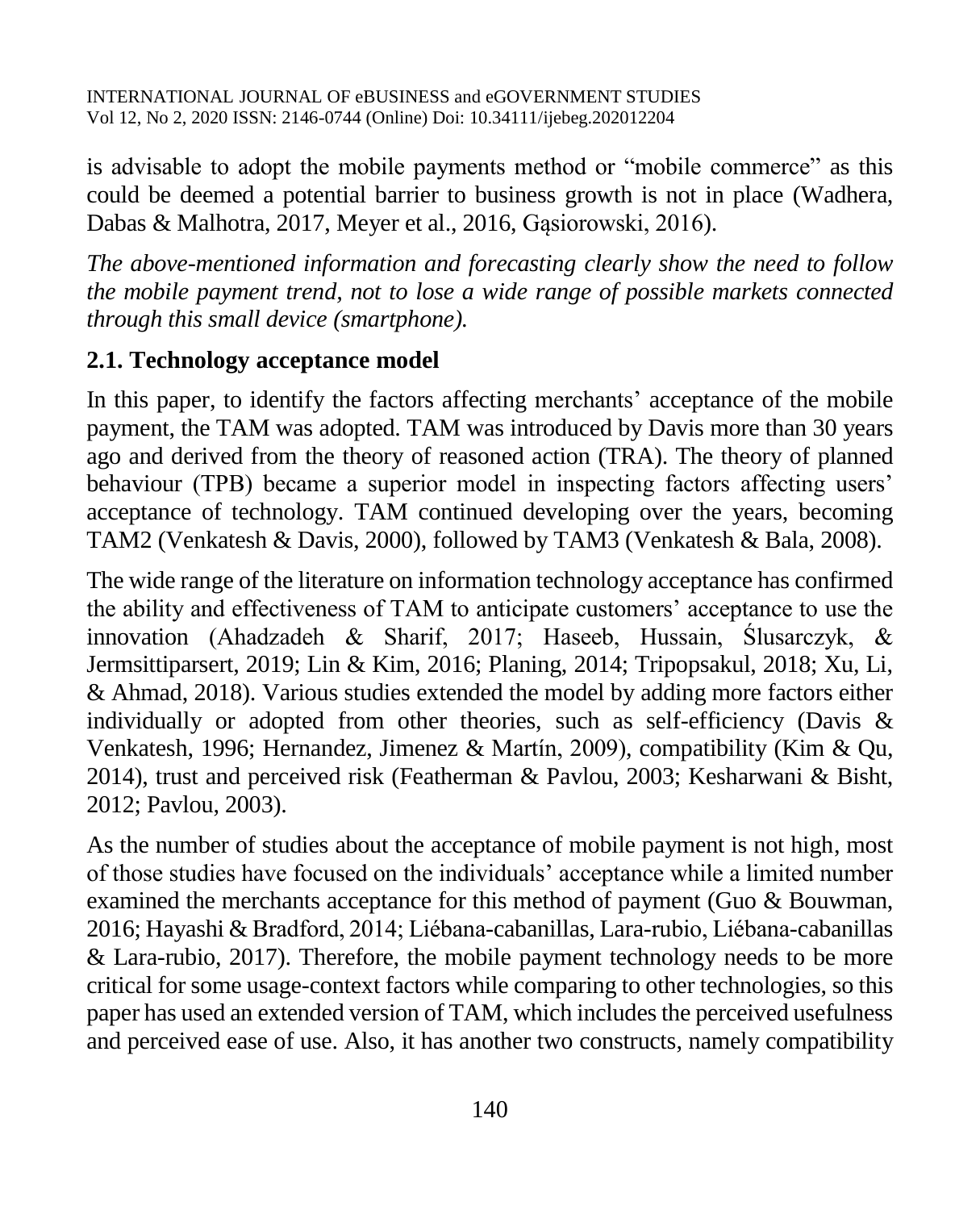is advisable to adopt the mobile payments method or "mobile commerce" as this could be deemed a potential barrier to business growth is not in place (Wadhera, Dabas & Malhotra, 2017, Meyer et al., 2016, Gąsiorowski, 2016).

*The above-mentioned information and forecasting clearly show the need to follow the mobile payment trend, not to lose a wide range of possible markets connected through this small device (smartphone).*

## 2.1. Technology acceptance model

In this paper, to identify the factors affecting merchants' acceptance of the mobile payment, the TAM was adopted. TAM was introduced by Davis more than 30 years ago and derived from the theory of reasoned action (TRA). The theory of planned behaviour (TPB) became a superior model in inspecting factors affecting users' acceptance of technology. TAM continued developing over the years, becoming TAM2 (Venkatesh & Davis, 2000), followed by TAM3 (Venkatesh & Bala, 2008).

The wide range of the literature on information technology acceptance has confirmed the ability and effectiveness of TAM to anticipate customers' acceptance to use the innovation (Ahadzadeh & Sharif, 2017; Haseeb, Hussain, Ślusarczyk, & Jermsittiparsert, 2019; Lin & Kim, 2016; Planing, 2014; Tripopsakul, 2018; Xu, Li, & Ahmad, 2018). Various studies extended the model by adding more factors either individually or adopted from other theories, such as self-efficiency (Davis & Venkatesh, 1996; Hernandez, Jimenez & Martín, 2009), compatibility (Kim & Qu, 2014), trust and perceived risk (Featherman & Pavlou, 2003; Kesharwani & Bisht, 2012; Pavlou, 2003).

As the number of studies about the acceptance of mobile payment is not high, most of those studies have focused on the individuals' acceptance while a limited number examined the merchants acceptance for this method of payment (Guo & Bouwman, 2016; Hayashi & Bradford, 2014; Liébana-cabanillas, Lara-rubio, Liébana-cabanillas & Lara-rubio, 2017). Therefore, the mobile payment technology needs to be more critical for some usage-context factors while comparing to other technologies, so this paper has used an extended version of TAM, which includes the perceived usefulness and perceived ease of use. Also, it has another two constructs, namely compatibility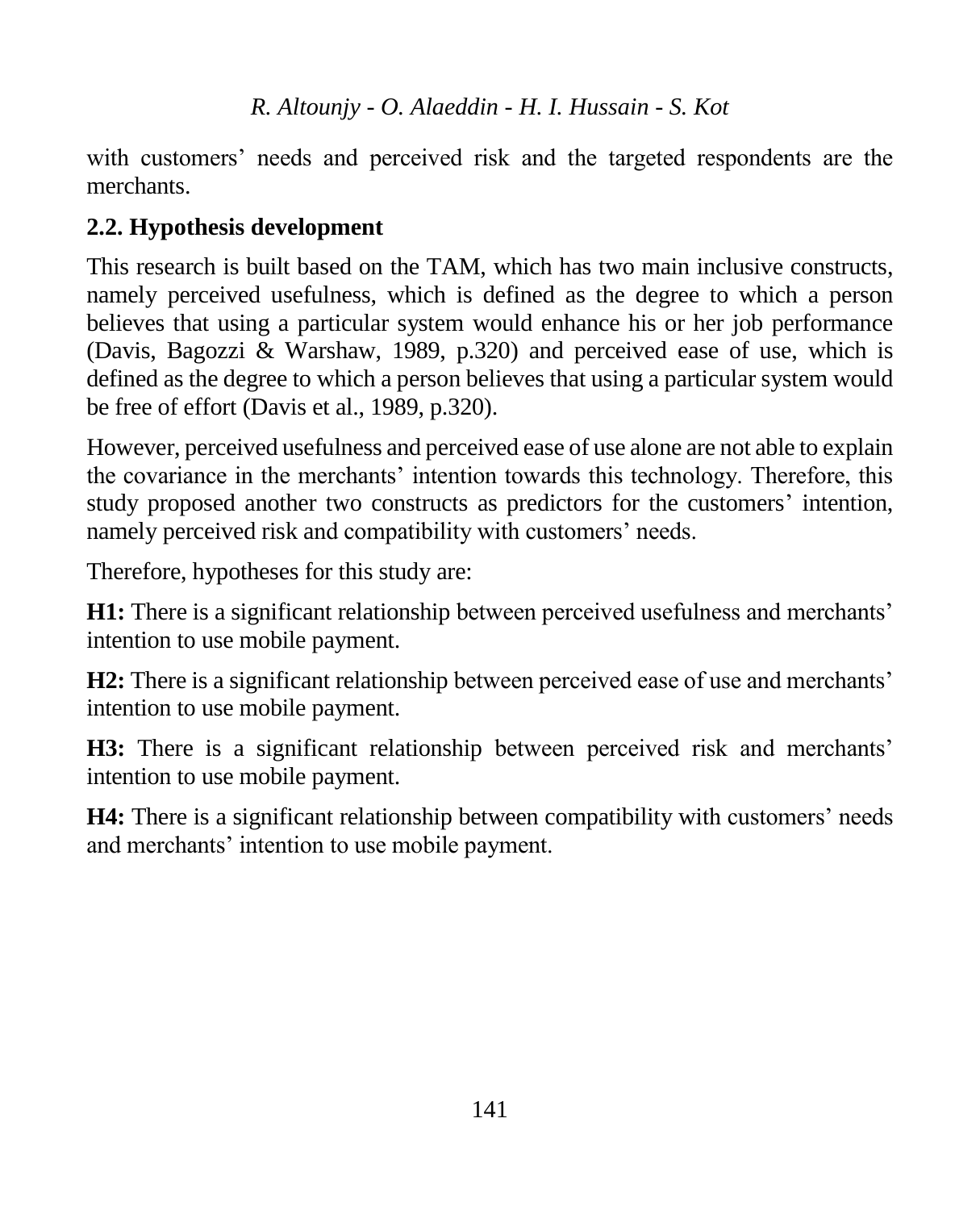with customers' needs and perceived risk and the targeted respondents are the merchants.

## 2.2. Hypothesis development

This research is built based on the TAM, which has two main inclusive constructs, namely perceived usefulness, which is defined as the degree to which a person believes that using a particular system would enhance his or her job performance (Davis, Bagozzi & Warshaw, 1989, p.320) and perceived ease of use, which is defined as the degree to which a person believes that using a particular system would be free of effort (Davis et al., 1989, p.320).

However, perceived usefulness and perceived ease of use alone are not able to explain the covariance in the merchants' intention towards this technology. Therefore, this study proposed another two constructs as predictors for the customers' intention, namely perceived risk and compatibility with customers' needs.

Therefore, hypotheses for this study are:

**H1:** There is a significant relationship between perceived usefulness and merchants' intention to use mobile payment.

**H2:** There is a significant relationship between perceived ease of use and merchants' intention to use mobile payment.

**H3:** There is a significant relationship between perceived risk and merchants' intention to use mobile payment.

**H4:** There is a significant relationship between compatibility with customers' needs and merchants' intention to use mobile payment.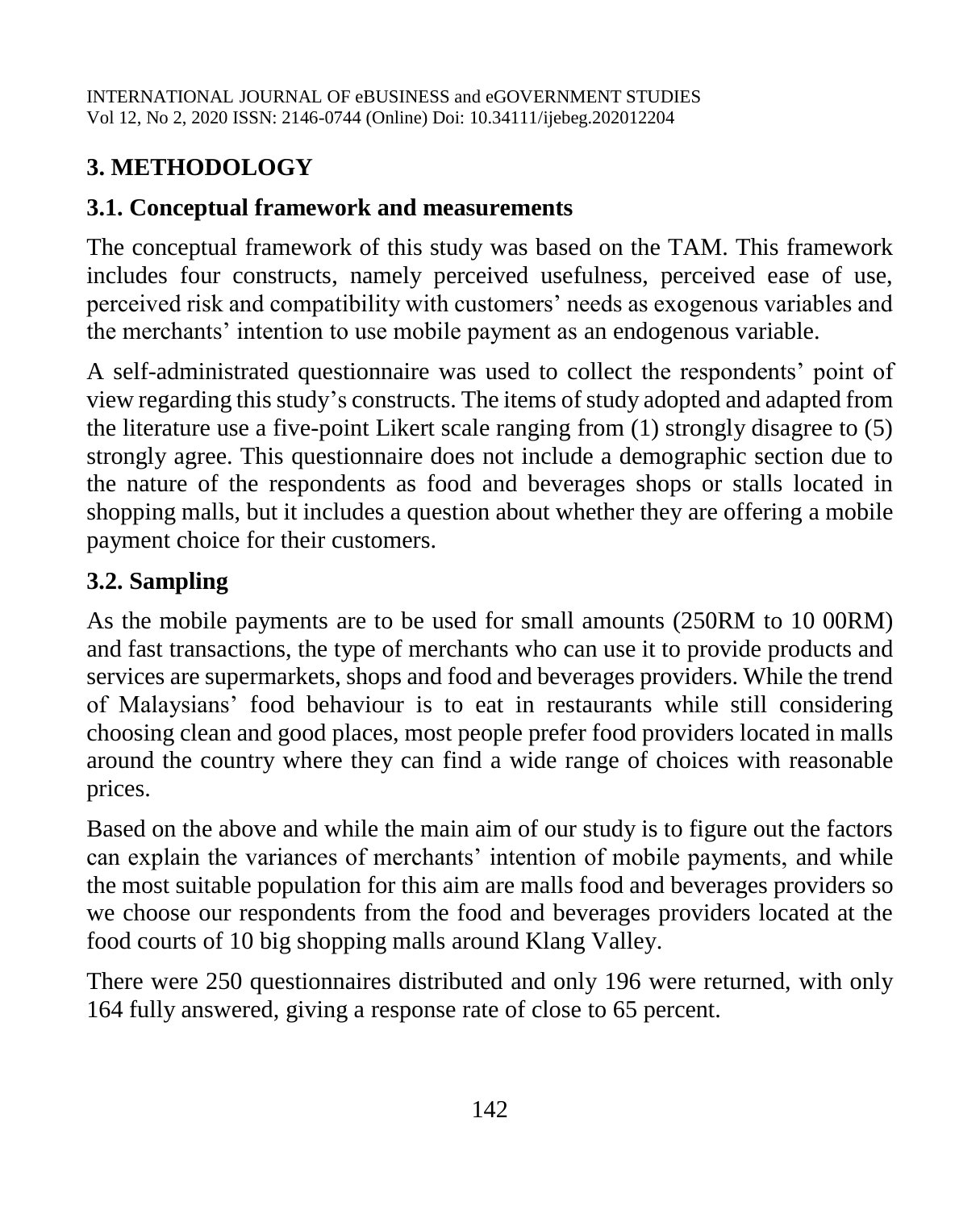# 3. METHODOLOGY

## 3.1. Conceptual framework and measurements

The conceptual framework of this study was based on the TAM. This framework includes four constructs, namely perceived usefulness, perceived ease of use, perceived risk and compatibility with customers' needs as exogenous variables and the merchants' intention to use mobile payment as an endogenous variable.

A self-administrated questionnaire was used to collect the respondents' point of view regarding this study's constructs. The items of study adopted and adapted from the literature use a five-point Likert scale ranging from (1) strongly disagree to (5) strongly agree. This questionnaire does not include a demographic section due to the nature of the respondents as food and beverages shops or stalls located in shopping malls, but it includes a question about whether they are offering a mobile payment choice for their customers.

## 3.2. Sampling

As the mobile payments are to be used for small amounts (250RM to 10 00RM) and fast transactions, the type of merchants who can use it to provide products and services are supermarkets, shops and food and beverages providers. While the trend of Malaysians' food behaviour is to eat in restaurants while still considering choosing clean and good places, most people prefer food providers located in malls around the country where they can find a wide range of choices with reasonable prices.

Based on the above and while the main aim of our study is to figure out the factors can explain the variances of merchants' intention of mobile payments, and while the most suitable population for this aim are malls food and beverages providers so we choose our respondents from the food and beverages providers located at the food courts of 10 big shopping malls around Klang Valley.

There were 250 questionnaires distributed and only 196 were returned, with only 164 fully answered, giving a response rate of close to 65 percent.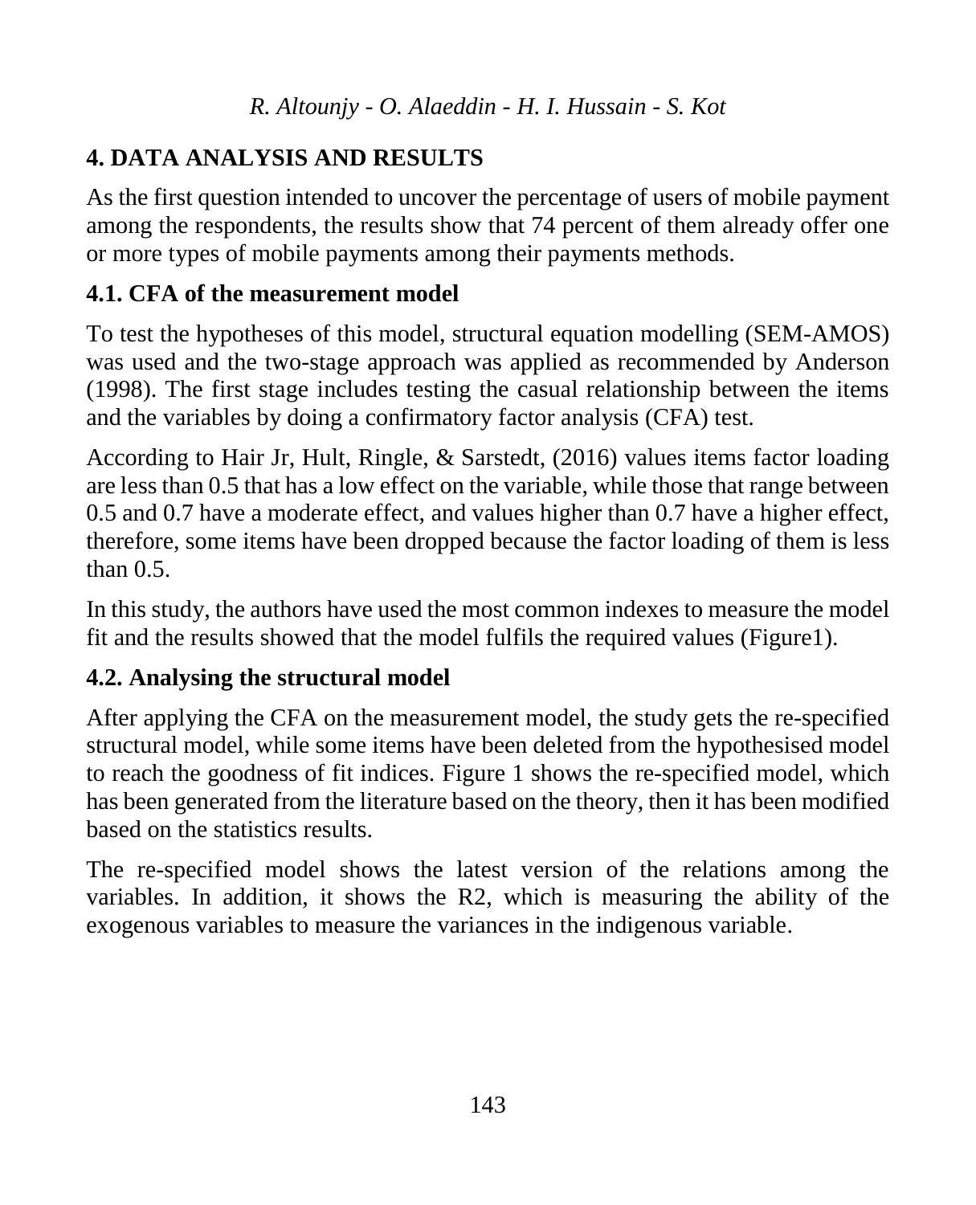## 4. DATA ANALYSIS AND RESULTS

As the first question intended to uncover the percentage of users of mobile payment among the respondents, the results show that 74 percent of them already offer one or more types of mobile payments among their payments methods.

### 4.1. CFA of the measurement model

To test the hypotheses of this model, structural equation modelling (SEM-AMOS) was used and the two-stage approach was applied as recommended by Anderson (1998). The first stage includes testing the casual relationship between the items and the variables by doing a confirmatory factor analysis (CFA) test.

According to Hair Jr, Hult, Ringle, & Sarstedt, (2016) values items factor loading are less than 0.5 that has a low effect on the variable, while those that range between 0.5 and 0.7 have a moderate effect, and values higher than 0.7 have a higher effect, therefore, some items have been dropped because the factor loading of them is less than 0.5.

In this study, the authors have used the most common indexes to measure the model fit and the results showed that the model fulfils the required values (Figure1).

### 4.2. Analysing the structural model

After applying the CFA on the measurement model, the study gets the re-specified structural model, while some items have been deleted from the hypothesised model to reach the goodness of fit indices. Figure 1 shows the re-specified model, which has been generated from the literature based on the theory, then it has been modified based on the statistics results.

The re-specified model shows the latest version of the relations among the variables. In addition, it shows the R2, which is measuring the ability of the exogenous variables to measure the variances in the indigenous variable.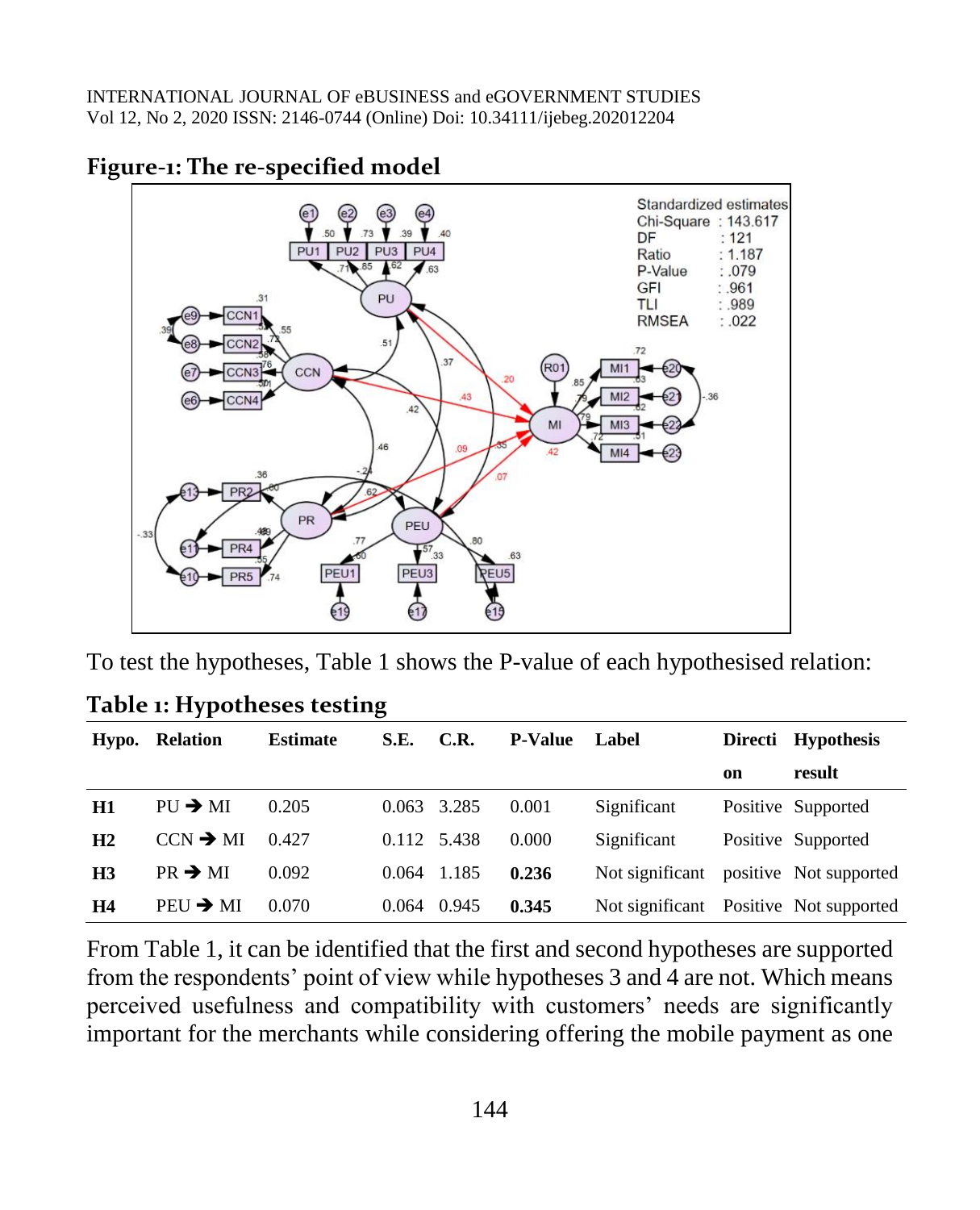**Figure-1: The re-specified model**

To test the hypotheses, Table 1 shows the P-value of each hypothesised relation:

**Table 1: Hypotheses testing**

| Hypo. | Relation | Estimate | S.E. | C.R. | P-Value | Label | Direction | Hypothesis result |
|---|---|---|---|---|---|---|---|---|
| **H1** | PU → MI | 0.205 | 0.063 | 3.285 | 0.001 | Significant | Positive | Supported |
| **H2** | CCN → MI | 0.427 | 0.112 | 5.438 | 0.000 | Significant | Positive | Supported |
| **H3** | PR → MI | 0.092 | 0.064 | 1.185 | **0.236** | Not significant | positive | Not supported |
| **H4** | PEU → MI | 0.070 | 0.064 | 0.945 | **0.345** | Not significant | Positive | Not supported |

From Table 1, it can be identified that the first and second hypotheses are supported from the respondents' point of view while hypotheses 3 and 4 are not. Which means perceived usefulness and compatibility with customers' needs are significantly important for the merchants while considering offering the mobile payment as one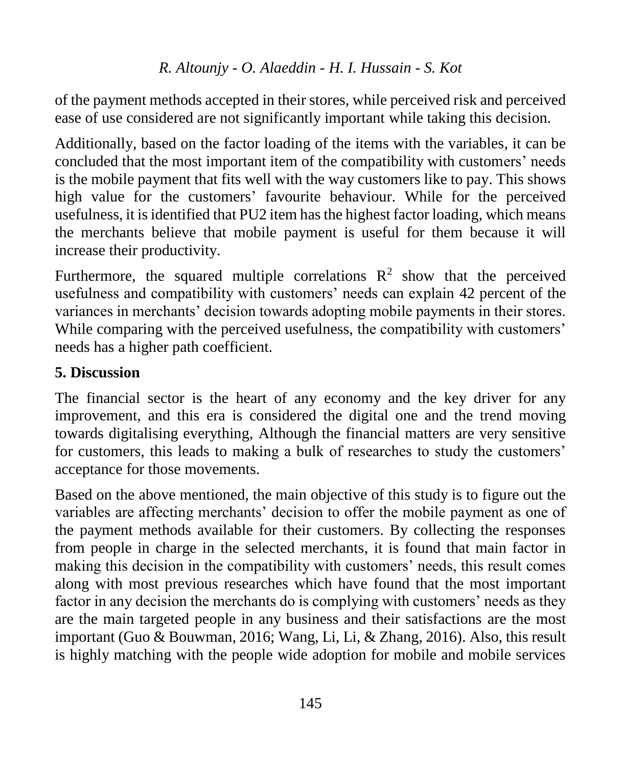of the payment methods accepted in their stores, while perceived risk and perceived ease of use considered are not significantly important while taking this decision.

Additionally, based on the factor loading of the items with the variables, it can be concluded that the most important item of the compatibility with customers' needs is the mobile payment that fits well with the way customers like to pay. This shows high value for the customers' favourite behaviour. While for the perceived usefulness, it is identified that PU2 item has the highest factor loading, which means the merchants believe that mobile payment is useful for them because it will increase their productivity.

Furthermore, the squared multiple correlations $R^2$ show that the perceived usefulness and compatibility with customers' needs can explain 42 percent of the variances in merchants' decision towards adopting mobile payments in their stores. While comparing with the perceived usefulness, the compatibility with customers' needs has a higher path coefficient.

## 5. Discussion

The financial sector is the heart of any economy and the key driver for any improvement, and this era is considered the digital one and the trend moving towards digitalising everything, Although the financial matters are very sensitive for customers, this leads to making a bulk of researches to study the customers' acceptance for those movements.

Based on the above mentioned, the main objective of this study is to figure out the variables are affecting merchants' decision to offer the mobile payment as one of the payment methods available for their customers. By collecting the responses from people in charge in the selected merchants, it is found that main factor in making this decision in the compatibility with customers' needs, this result comes along with most previous researches which have found that the most important factor in any decision the merchants do is complying with customers' needs as they are the main targeted people in any business and their satisfactions are the most important (Guo & Bouwman, 2016; Wang, Li, Li, & Zhang, 2016). Also, this result is highly matching with the people wide adoption for mobile and mobile services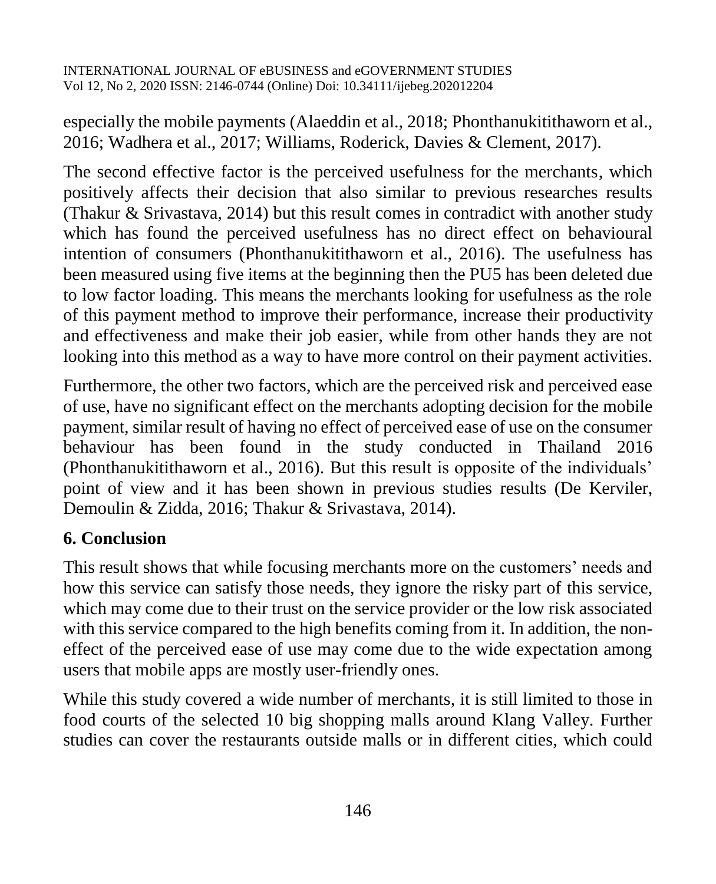especially the mobile payments (Alaeddin et al., 2018; Phonthanukitithaworn et al., 2016; Wadhera et al., 2017; Williams, Roderick, Davies & Clement, 2017).

The second effective factor is the perceived usefulness for the merchants, which positively affects their decision that also similar to previous researches results (Thakur & Srivastava, 2014) but this result comes in contradict with another study which has found the perceived usefulness has no direct effect on behavioural intention of consumers (Phonthanukitithaworn et al., 2016). The usefulness has been measured using five items at the beginning then the PU5 has been deleted due to low factor loading. This means the merchants looking for usefulness as the role of this payment method to improve their performance, increase their productivity and effectiveness and make their job easier, while from other hands they are not looking into this method as a way to have more control on their payment activities.

Furthermore, the other two factors, which are the perceived risk and perceived ease of use, have no significant effect on the merchants adopting decision for the mobile payment, similar result of having no effect of perceived ease of use on the consumer behaviour has been found in the study conducted in Thailand 2016 (Phonthanukitithaworn et al., 2016). But this result is opposite of the individuals' point of view and it has been shown in previous studies results (De Kerviler, Demoulin & Zidda, 2016; Thakur & Srivastava, 2014).

## 6. Conclusion

This result shows that while focusing merchants more on the customers' needs and how this service can satisfy those needs, they ignore the risky part of this service, which may come due to their trust on the service provider or the low risk associated with this service compared to the high benefits coming from it. In addition, the non-effect of the perceived ease of use may come due to the wide expectation among users that mobile apps are mostly user-friendly ones.

While this study covered a wide number of merchants, it is still limited to those in food courts of the selected 10 big shopping malls around Klang Valley. Further studies can cover the restaurants outside malls or in different cities, which could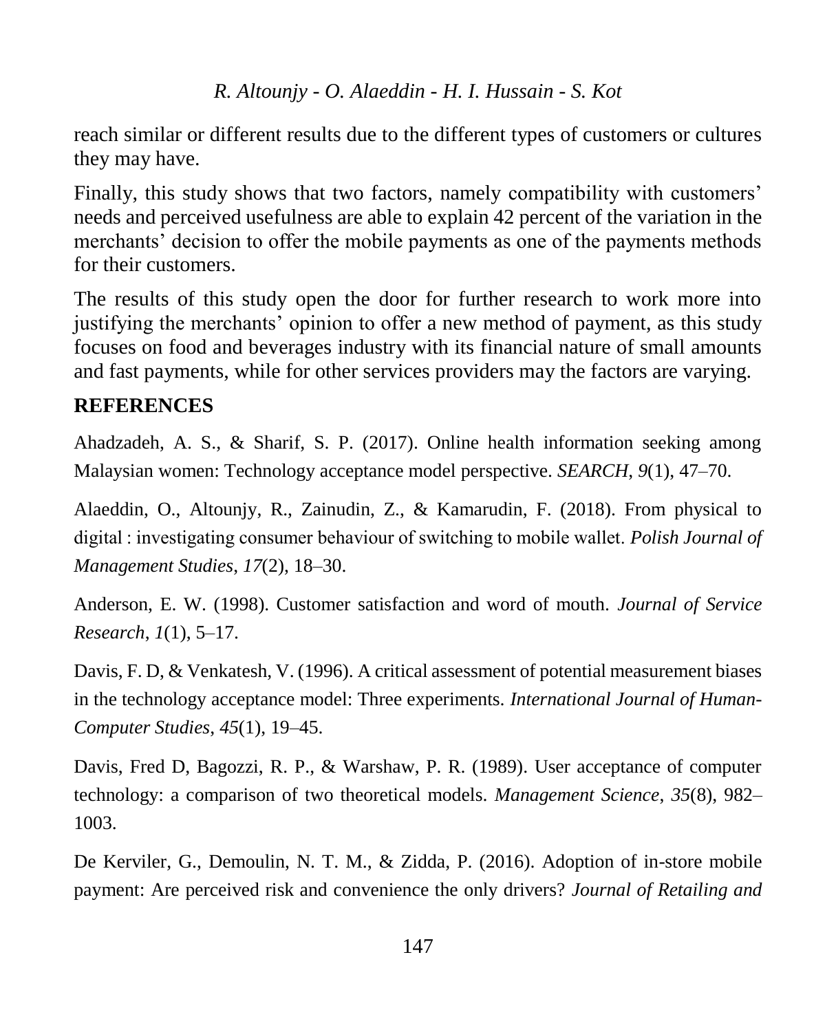reach similar or different results due to the different types of customers or cultures they may have.

Finally, this study shows that two factors, namely compatibility with customers' needs and perceived usefulness are able to explain 42 percent of the variation in the merchants' decision to offer the mobile payments as one of the payments methods for their customers.

The results of this study open the door for further research to work more into justifying the merchants' opinion to offer a new method of payment, as this study focuses on food and beverages industry with its financial nature of small amounts and fast payments, while for other services providers may the factors are varying.

## REFERENCES

Ahadzadeh, A. S., & Sharif, S. P. (2017). Online health information seeking among Malaysian women: Technology acceptance model perspective. *SEARCH*, *9*(1), 47–70.

Alaeddin, O., Altounjy, R., Zainudin, Z., & Kamarudin, F. (2018). From physical to digital : investigating consumer behaviour of switching to mobile wallet. *Polish Journal of Management Studies*, *17*(2), 18–30.

Anderson, E. W. (1998). Customer satisfaction and word of mouth. *Journal of Service Research*, *1*(1), 5–17.

Davis, F. D, & Venkatesh, V. (1996). A critical assessment of potential measurement biases in the technology acceptance model: Three experiments. *International Journal of Human-Computer Studies*, *45*(1), 19–45.

Davis, Fred D, Bagozzi, R. P., & Warshaw, P. R. (1989). User acceptance of computer technology: a comparison of two theoretical models. *Management Science*, *35*(8), 982–1003.

De Kerviler, G., Demoulin, N. T. M., & Zidda, P. (2016). Adoption of in-store mobile payment: Are perceived risk and convenience the only drivers? *Journal of Retailing and*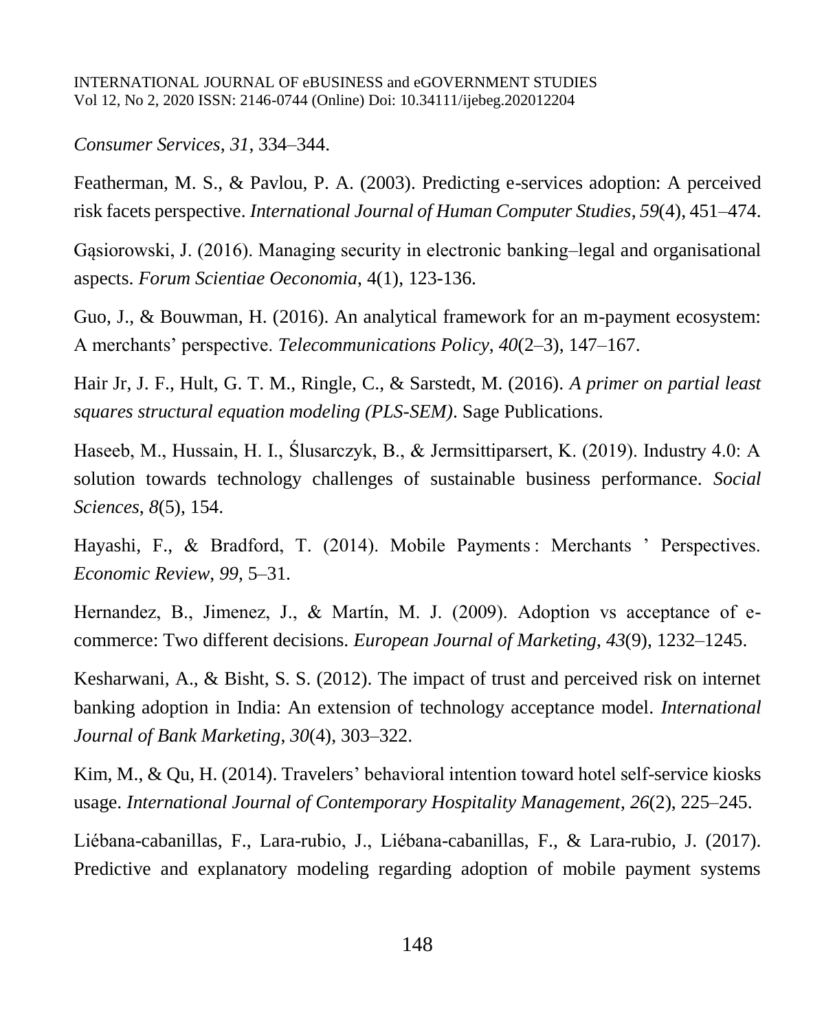*Consumer Services*, *31*, 334–344.

Featherman, M. S., & Pavlou, P. A. (2003). Predicting e-services adoption: A perceived risk facets perspective. *International Journal of Human Computer Studies*, *59*(4), 451–474.

Gąsiorowski, J. (2016). Managing security in electronic banking–legal and organisational aspects. *Forum Scientiae Oeconomia*, 4(1), 123-136.

Guo, J., & Bouwman, H. (2016). An analytical framework for an m-payment ecosystem: A merchants' perspective. *Telecommunications Policy*, *40*(2–3), 147–167.

Hair Jr, J. F., Hult, G. T. M., Ringle, C., & Sarstedt, M. (2016). *A primer on partial least squares structural equation modeling (PLS-SEM)*. Sage Publications.

Haseeb, M., Hussain, H. I., Ślusarczyk, B., & Jermsittiparsert, K. (2019). Industry 4.0: A solution towards technology challenges of sustainable business performance. *Social Sciences*, *8*(5), 154.

Hayashi, F., & Bradford, T. (2014). Mobile Payments : Merchants ' Perspectives. *Economic Review*, *99*, 5–31.

Hernandez, B., Jimenez, J., & Martín, M. J. (2009). Adoption vs acceptance of e-commerce: Two different decisions. *European Journal of Marketing*, *43*(9), 1232–1245.

Kesharwani, A., & Bisht, S. S. (2012). The impact of trust and perceived risk on internet banking adoption in India: An extension of technology acceptance model. *International Journal of Bank Marketing*, *30*(4), 303–322.

Kim, M., & Qu, H. (2014). Travelers' behavioral intention toward hotel self-service kiosks usage. *International Journal of Contemporary Hospitality Management*, *26*(2), 225–245.

Liébana-cabanillas, F., Lara-rubio, J., Liébana-cabanillas, F., & Lara-rubio, J. (2017). Predictive and explanatory modeling regarding adoption of mobile payment systems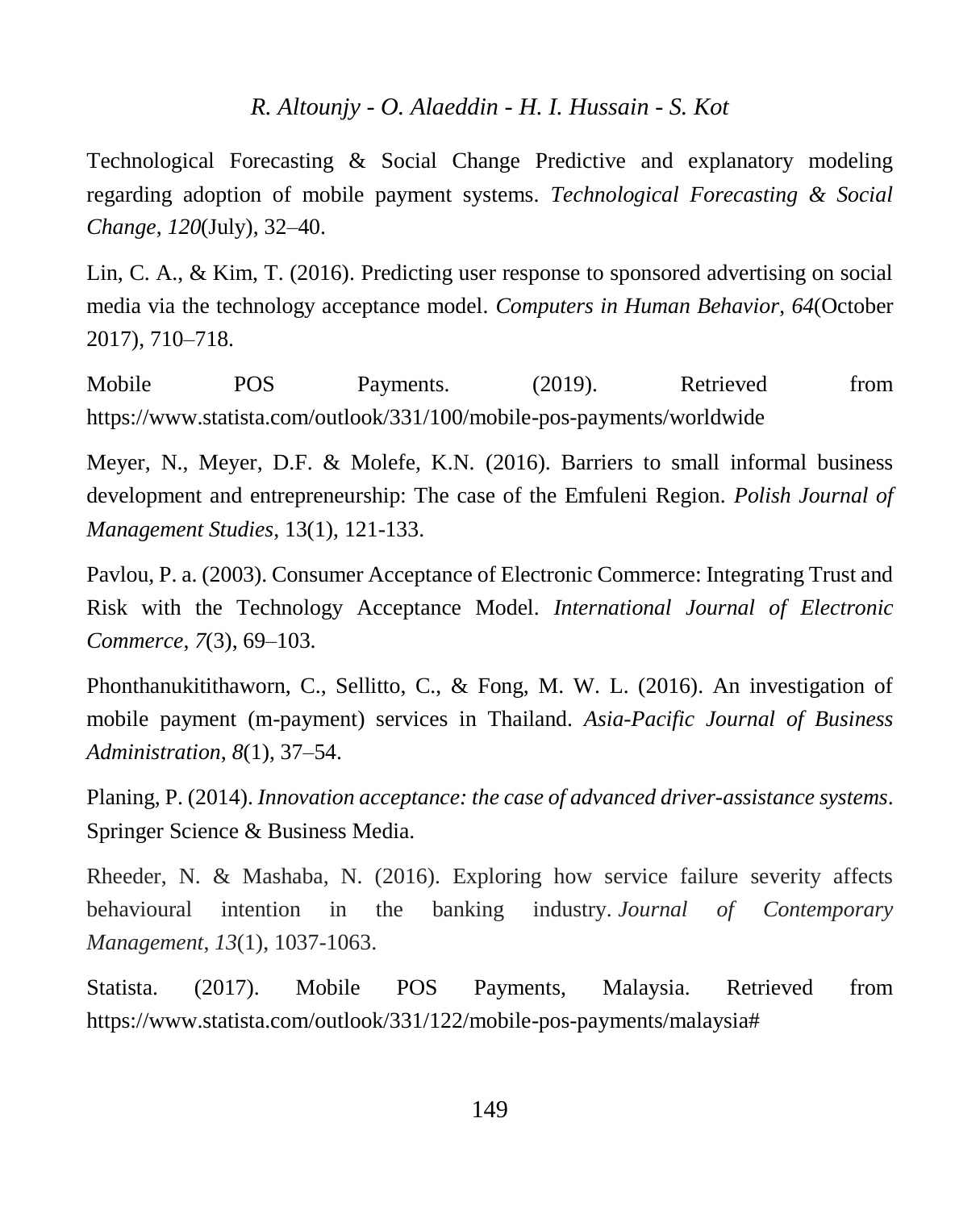Technological Forecasting & Social Change Predictive and explanatory modeling regarding adoption of mobile payment systems. *Technological Forecasting & Social Change*, *120*(July), 32–40.

Lin, C. A., & Kim, T. (2016). Predicting user response to sponsored advertising on social media via the technology acceptance model. *Computers in Human Behavior*, *64*(October 2017), 710–718.

Mobile POS Payments. (2019). Retrieved from https://www.statista.com/outlook/331/100/mobile-pos-payments/worldwide

Meyer, N., Meyer, D.F. & Molefe, K.N. (2016). Barriers to small informal business development and entrepreneurship: The case of the Emfuleni Region. *Polish Journal of Management Studies*, 13(1), 121-133.

Pavlou, P. a. (2003). Consumer Acceptance of Electronic Commerce: Integrating Trust and Risk with the Technology Acceptance Model. *International Journal of Electronic Commerce*, *7*(3), 69–103.

Phonthanukitithaworn, C., Sellitto, C., & Fong, M. W. L. (2016). An investigation of mobile payment (m-payment) services in Thailand. *Asia-Pacific Journal of Business Administration*, *8*(1), 37–54.

Planing, P. (2014). *Innovation acceptance: the case of advanced driver-assistance systems*. Springer Science & Business Media.

Rheeder, N. & Mashaba, N. (2016). Exploring how service failure severity affects behavioural intention in the banking industry. *Journal of Contemporary Management*, *13*(1), 1037-1063.

Statista. (2017). Mobile POS Payments, Malaysia. Retrieved from https://www.statista.com/outlook/331/122/mobile-pos-payments/malaysia#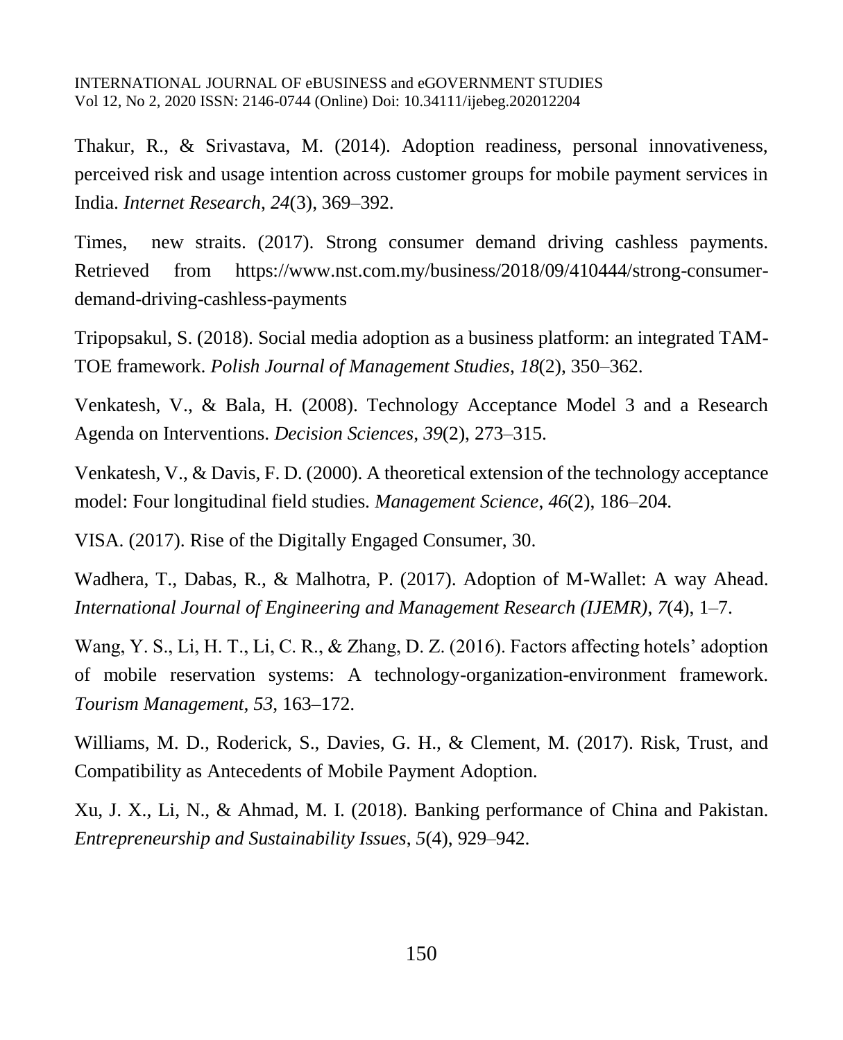Thakur, R., & Srivastava, M. (2014). Adoption readiness, personal innovativeness, perceived risk and usage intention across customer groups for mobile payment services in India. *Internet Research*, *24*(3), 369–392.

Times, new straits. (2017). Strong consumer demand driving cashless payments. Retrieved from https://www.nst.com.my/business/2018/09/410444/strong-consumer-demand-driving-cashless-payments

Tripopsakul, S. (2018). Social media adoption as a business platform: an integrated TAM-TOE framework. *Polish Journal of Management Studies*, *18*(2), 350–362.

Venkatesh, V., & Bala, H. (2008). Technology Acceptance Model 3 and a Research Agenda on Interventions. *Decision Sciences*, *39*(2), 273–315.

Venkatesh, V., & Davis, F. D. (2000). A theoretical extension of the technology acceptance model: Four longitudinal field studies. *Management Science*, *46*(2), 186–204.

VISA. (2017). Rise of the Digitally Engaged Consumer, 30.

Wadhera, T., Dabas, R., & Malhotra, P. (2017). Adoption of M-Wallet: A way Ahead. *International Journal of Engineering and Management Research (IJEMR)*, *7*(4), 1–7.

Wang, Y. S., Li, H. T., Li, C. R., & Zhang, D. Z. (2016). Factors affecting hotels' adoption of mobile reservation systems: A technology-organization-environment framework. *Tourism Management*, *53*, 163–172.

Williams, M. D., Roderick, S., Davies, G. H., & Clement, M. (2017). Risk, Trust, and Compatibility as Antecedents of Mobile Payment Adoption.

Xu, J. X., Li, N., & Ahmad, M. I. (2018). Banking performance of China and Pakistan. *Entrepreneurship and Sustainability Issues*, *5*(4), 929–942.